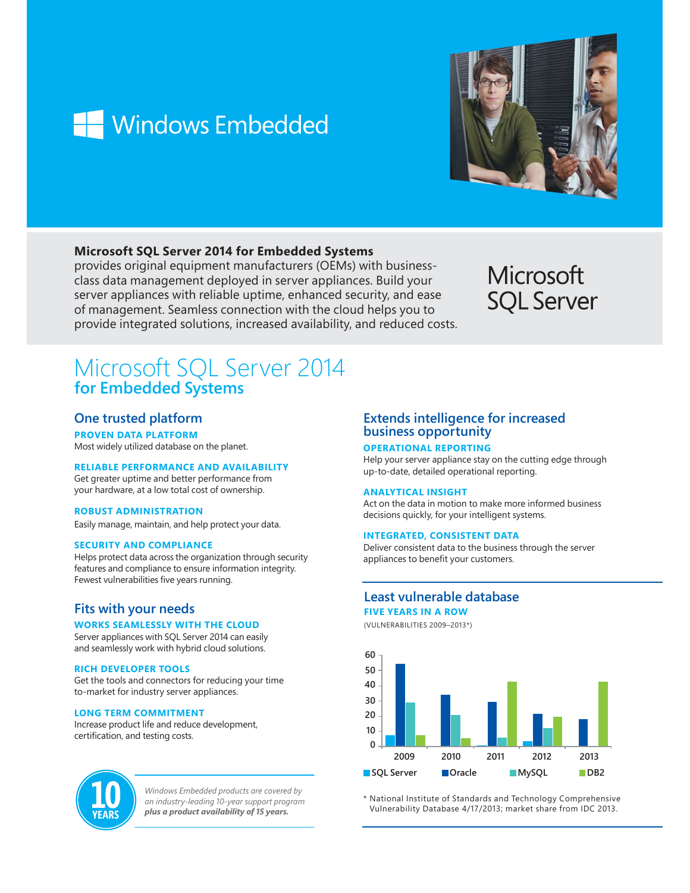# Windows Embedded

**Microsoft SQL Server 2014 for Embedded Systems** provides original equipment manufacturers (OEMs) with business-class data management deployed in server appliances. Build your server appliances with reliable uptime, enhanced security, and ease of management. Seamless connection with the cloud helps you to provide integrated solutions, increased availability, and reduced costs.

Microsoft SQL Server

# Microsoft SQL Server 2014
## for Embedded Systems

### One trusted platform

**PROVEN DATA PLATFORM**
Most widely utilized database on the planet.

**RELIABLE PERFORMANCE AND AVAILABILITY**
Get greater uptime and better performance from your hardware, at a low total cost of ownership.

**ROBUST ADMINISTRATION**
Easily manage, maintain, and help protect your data.

**SECURITY AND COMPLIANCE**
Helps protect data across the organization through security features and compliance to ensure information integrity. Fewest vulnerabilities five years running.

### Fits with your needs

**WORKS SEAMLESSLY WITH THE CLOUD**
Server appliances with SQL Server 2014 can easily and seamlessly work with hybrid cloud solutions.

**RICH DEVELOPER TOOLS**
Get the tools and connectors for reducing your time to-market for industry server appliances.

**LONG TERM COMMITMENT**
Increase product life and reduce development, certification, and testing costs.

**10 YEARS**

*Windows Embedded products are covered by an industry-leading 10-year support program* ***plus a product availability of 15 years.***

### Extends intelligence for increased business opportunity

**OPERATIONAL REPORTING**
Help your server appliance stay on the cutting edge through up-to-date, detailed operational reporting.

**ANALYTICAL INSIGHT**
Act on the data in motion to make more informed business decisions quickly, for your intelligent systems.

**INTEGRATED, CONSISTENT DATA**
Deliver consistent data to the business through the server appliances to benefit your customers.

### Least vulnerable database

**FIVE YEARS IN A ROW**

(VULNERABILITIES 2009–2013*)

| Year | SQL Server | Oracle | MySQL | DB2 |
|---|---|---|---|---|
| 2009 | 7 | 54 | 29 | 7 |
| 2010 | 0 | 34 | 21 | 5 |
| 2011 | 1 | 29 | 6 | 43 |
| 2012 | 3 | 21 | 12 | 19 |
| 2013 | 0 | 18 | 0 | 43 |

\* National Institute of Standards and Technology Comprehensive Vulnerability Database 4/17/2013; market share from IDC 2013.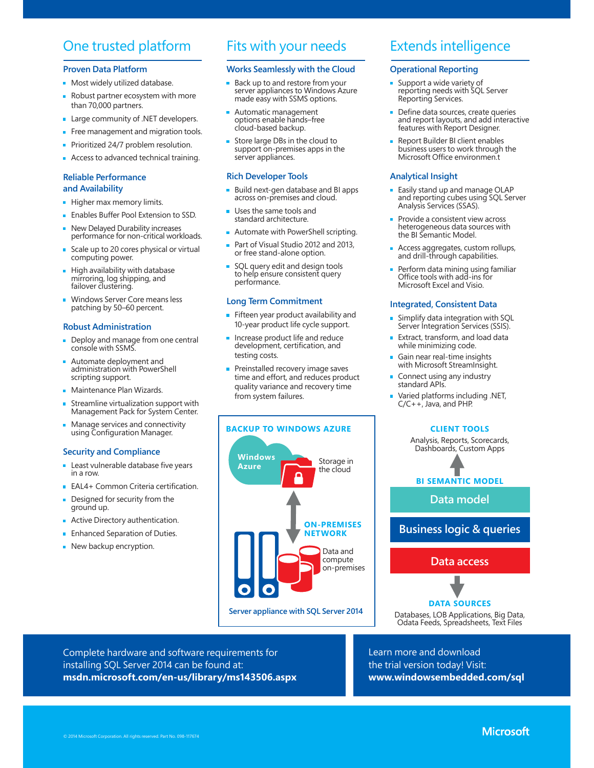## One trusted platform

### Proven Data Platform

- Most widely utilized database.
- Robust partner ecosystem with more than 70,000 partners.
- Large community of .NET developers.
- Free management and migration tools.
- Prioritized 24/7 problem resolution.
- Access to advanced technical training.

### Reliable Performance and Availability

- Higher max memory limits.
- Enables Buffer Pool Extension to SSD.
- New Delayed Durability increases performance for non-critical workloads.
- Scale up to 20 cores physical or virtual computing power.
- High availability with database mirroring, log shipping, and failover clustering.
- Windows Server Core means less patching by 50–60 percent.

### Robust Administration

- Deploy and manage from one central console with SSMS.
- Automate deployment and administration with PowerShell scripting support.
- Maintenance Plan Wizards.
- Streamline virtualization support with Management Pack for System Center.
- Manage services and connectivity using Configuration Manager.

### Security and Compliance

- Least vulnerable database five years in a row.
- EAL4+ Common Criteria certification.
- Designed for security from the ground up.
- Active Directory authentication.
- Enhanced Separation of Duties.
- New backup encryption.

## Fits with your needs

### Works Seamlessly with the Cloud

- Back up to and restore from your server appliances to Windows Azure made easy with SSMS options.
- Automatic management options enable hands–free cloud-based backup.
- Store large DBs in the cloud to support on-premises apps in the server appliances.

### Rich Developer Tools

- Build next-gen database and BI apps across on-premises and cloud.
- Uses the same tools and standard architecture.
- Automate with PowerShell scripting.
- Part of Visual Studio 2012 and 2013, or free stand-alone option.
- SQL query edit and design tools to help ensure consistent query performance.

### Long Term Commitment

- Fifteen year product availability and 10-year product life cycle support.
- Increase product life and reduce development, certification, and testing costs.
- Preinstalled recovery image saves time and effort, and reduces product quality variance and recovery time from system failures.

**BACKUP TO WINDOWS AZURE**

Windows Azure

Storage in the cloud

ON-PREMISES NETWORK

Data and compute on-premises

Server appliance with SQL Server 2014

## Extends intelligence

### Operational Reporting

- Support a wide variety of reporting needs with SQL Server Reporting Services.
- Define data sources, create queries and report layouts, and add interactive features with Report Designer.
- Report Builder BI client enables business users to work through the Microsoft Office environmen.t

### Analytical Insight

- Easily stand up and manage OLAP and reporting cubes using SQL Server Analysis Services (SSAS).
- Provide a consistent view across heterogeneous data sources with the BI Semantic Model.
- Access aggregates, custom rollups, and drill-through capabilities.
- Perform data mining using familiar Office tools with add-ins for Microsoft Excel and Visio.

### Integrated, Consistent Data

- Simplify data integration with SQL Server Integration Services (SSIS).
- Extract, transform, and load data while minimizing code.
- Gain near real-time insights with Microsoft StreamInsight.
- Connect using any industry standard APIs.
- Varied platforms including .NET, C/C++, Java, and PHP.

**CLIENT TOOLS**

Analysis, Reports, Scorecards, Dashboards, Custom Apps

**BI SEMANTIC MODEL**

Data model

Business logic & queries

Data access

**DATA SOURCES**

Databases, LOB Applications, Big Data, Odata Feeds, Spreadsheets, Text Files

Complete hardware and software requirements for installing SQL Server 2014 can be found at:
**msdn.microsoft.com/en-us/library/ms143506.aspx**

Learn more and download the trial version today! Visit:
**www.windowsembedded.com/sql**

© 2014 Microsoft Corporation. All rights reserved. Part No. 098-117674

Microsoft